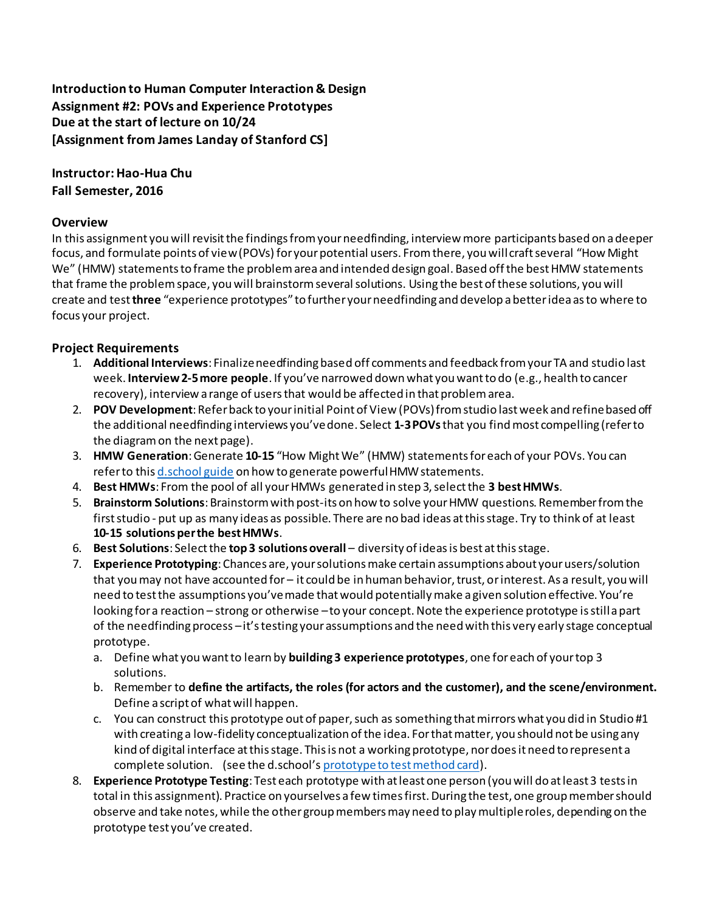**Introduction to Human Computer Interaction & Design**
**Assignment #2: POVs and Experience Prototypes**
**Due at the start of lecture on 10/24**
**[Assignment from James Landay of Stanford CS]**

**Instructor: Hao-Hua Chu**
**Fall Semester, 2016**

## Overview

In this assignment you will revisit the findings from your needfinding, interview more participants based on a deeper focus, and formulate points of view (POVs) for your potential users. From there, you will craft several "How Might We" (HMW) statements to frame the problem area and intended design goal. Based off the best HMW statements that frame the problem space, you will brainstorm several solutions. Using the best of these solutions, you will create and test **three** "experience prototypes" to further your needfinding and develop a better idea as to where to focus your project.

## Project Requirements

1. **Additional Interviews**: Finalize needfinding based off comments and feedback from your TA and studio last week. **Interview 2-5 more people**. If you've narrowed down what you want to do (e.g., health to cancer recovery), interview a range of users that would be affected in that problem area.
2. **POV Development**: Refer back to your initial Point of View (POVs) from studio last week and refine based off the additional needfinding interviews you've done. Select **1-3 POVs** that you find most compelling (refer to the diagram on the next page).
3. **HMW Generation**: Generate **10-15** "How Might We" (HMW) statements for each of your POVs. You can refer to this d.school guide on how to generate powerful HMW statements.
4. **Best HMWs**: From the pool of all your HMWs generated in step 3, select the **3 best HMWs**.
5. **Brainstorm Solutions**: Brainstorm with post-its on how to solve your HMW questions. Remember from the first studio - put up as many ideas as possible. There are no bad ideas at this stage. Try to think of at least **10-15 solutions per the best HMWs**.
6. **Best Solutions**: Select the **top 3 solutions overall** – diversity of ideas is best at this stage.
7. **Experience Prototyping**: Chances are, your solutions make certain assumptions about your users/solution that you may not have accounted for – it could be in human behavior, trust, or interest. As a result, you will need to test the assumptions you've made that would potentially make a given solution effective. You're looking for a reaction – strong or otherwise – to your concept. Note the experience prototype is still a part of the needfinding process – it's testing your assumptions and the need with this very early stage conceptual prototype.
   a. Define what you want to learn by **building 3 experience prototypes**, one for each of your top 3 solutions.
   b. Remember to **define the artifacts, the roles (for actors and the customer), and the scene/environment.** Define a script of what will happen.
   c. You can construct this prototype out of paper, such as something that mirrors what you did in Studio #1 with creating a low-fidelity conceptualization of the idea. For that matter, you should not be using any kind of digital interface at this stage. This is not a working prototype, nor does it need to represent a complete solution. (see the d.school's prototype to test method card).
8. **Experience Prototype Testing**: Test each prototype with at least one person (you will do at least 3 tests in total in this assignment). Practice on yourselves a few times first. During the test, one group member should observe and take notes, while the other group members may need to play multiple roles, depending on the prototype test you've created.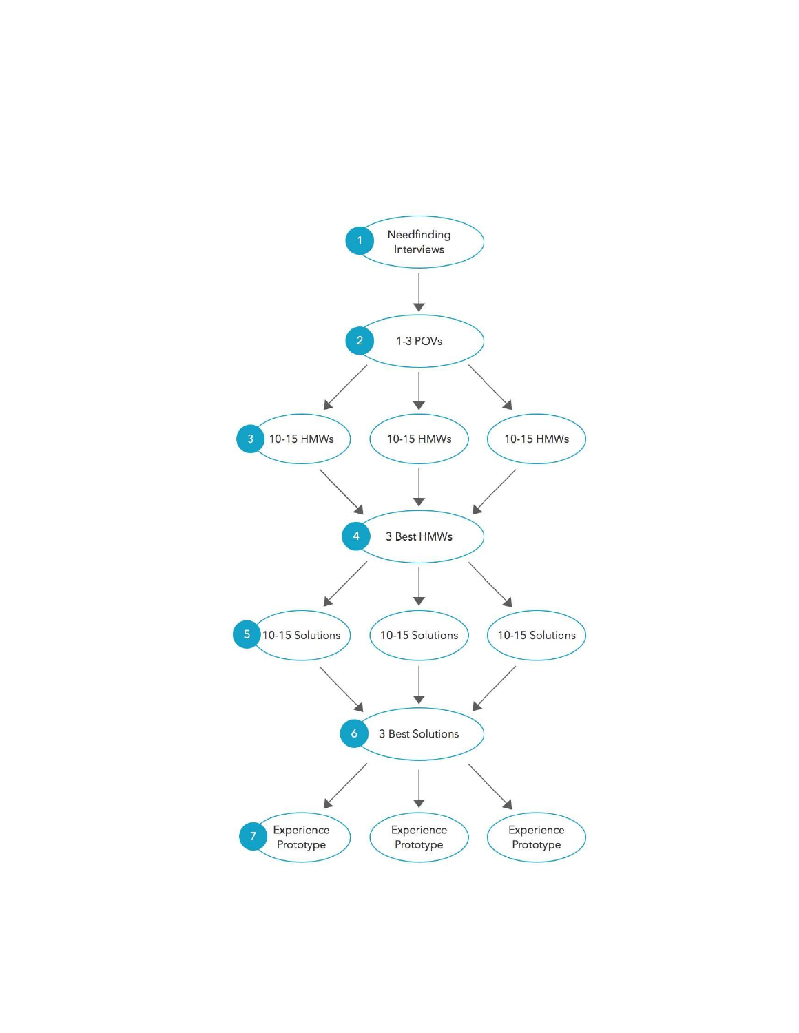1. Needfinding Interviews

2. 1-3 POVs

3. 10-15 HMWs | 10-15 HMWs | 10-15 HMWs

4. 3 Best HMWs

5. 10-15 Solutions | 10-15 Solutions | 10-15 Solutions

6. 3 Best Solutions

7. Experience Prototype | Experience Prototype | Experience Prototype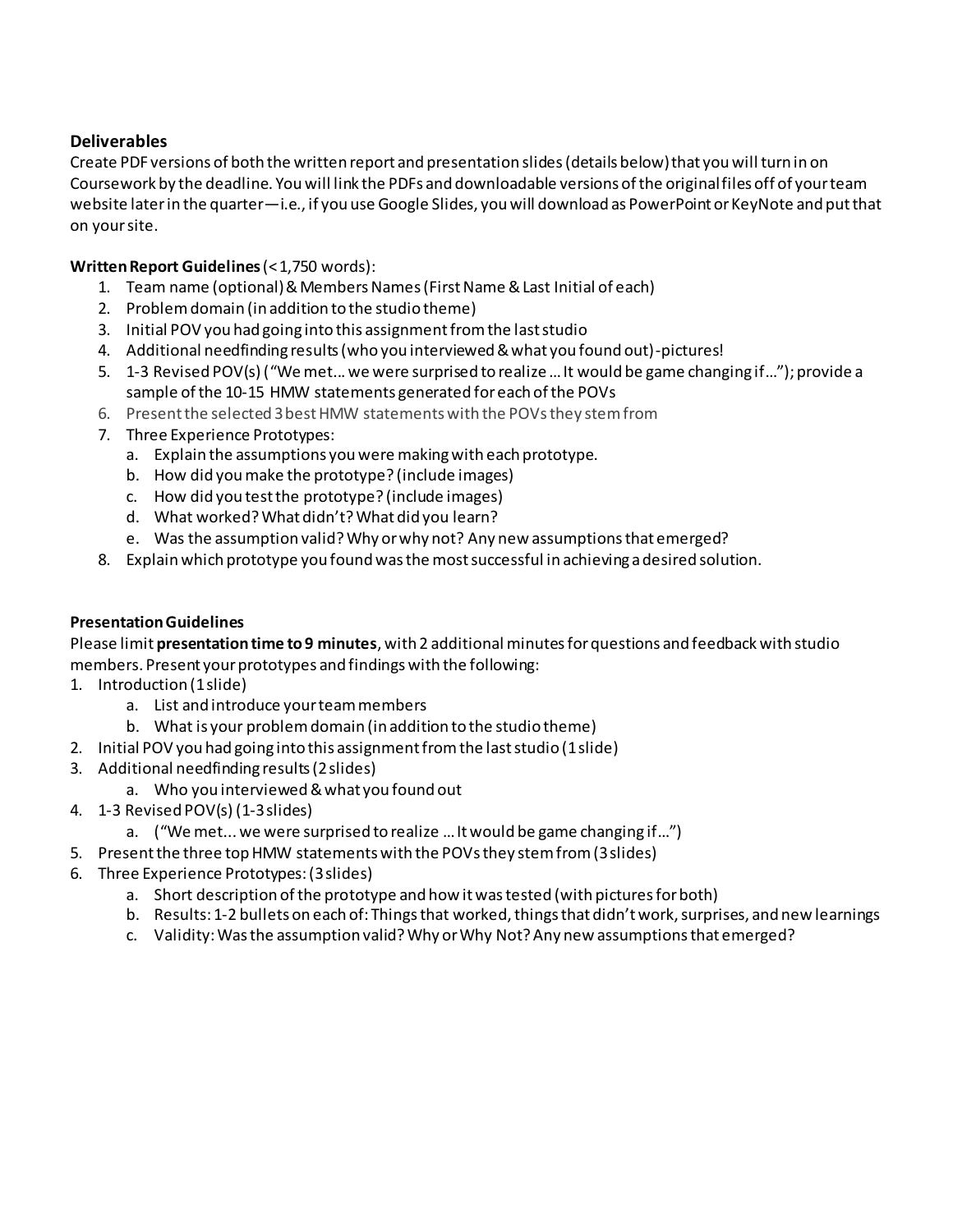**Deliverables**

Create PDF versions of both the written report and presentation slides (details below) that you will turn in on Coursework by the deadline. You will link the PDFs and downloadable versions of the original files off of your team website later in the quarter—i.e., if you use Google Slides, you will download as PowerPoint or KeyNote and put that on your site.

**Written Report Guidelines** (< 1,750 words):

1. Team name (optional) & Members Names (First Name & Last Initial of each)
2. Problem domain (in addition to the studio theme)
3. Initial POV you had going into this assignment from the last studio
4. Additional needfinding results (who you interviewed & what you found out) - pictures!
5. 1-3 Revised POV(s) ("We met... we were surprised to realize ... It would be game changing if..."); provide a sample of the 10-15 HMW statements generated for each of the POVs
6. Present the selected 3 best HMW statements with the POVs they stem from
7. Three Experience Prototypes:
    a. Explain the assumptions you were making with each prototype.
    b. How did you make the prototype? (include images)
    c. How did you test the prototype? (include images)
    d. What worked? What didn't? What did you learn?
    e. Was the assumption valid? Why or why not? Any new assumptions that emerged?
8. Explain which prototype you found was the most successful in achieving a desired solution.

**Presentation Guidelines**

Please limit **presentation time to 9 minutes**, with 2 additional minutes for questions and feedback with studio members. Present your prototypes and findings with the following:

1. Introduction (1 slide)
    a. List and introduce your team members
    b. What is your problem domain (in addition to the studio theme)
2. Initial POV you had going into this assignment from the last studio (1 slide)
3. Additional needfinding results (2 slides)
    a. Who you interviewed & what you found out
4. 1-3 Revised POV(s) (1-3 slides)
    a. ("We met... we were surprised to realize ... It would be game changing if...")
5. Present the three top HMW statements with the POVs they stem from (3 slides)
6. Three Experience Prototypes: (3 slides)
    a. Short description of the prototype and how it was tested (with pictures for both)
    b. Results: 1-2 bullets on each of: Things that worked, things that didn't work, surprises, and new learnings
    c. Validity: Was the assumption valid? Why or Why Not? Any new assumptions that emerged?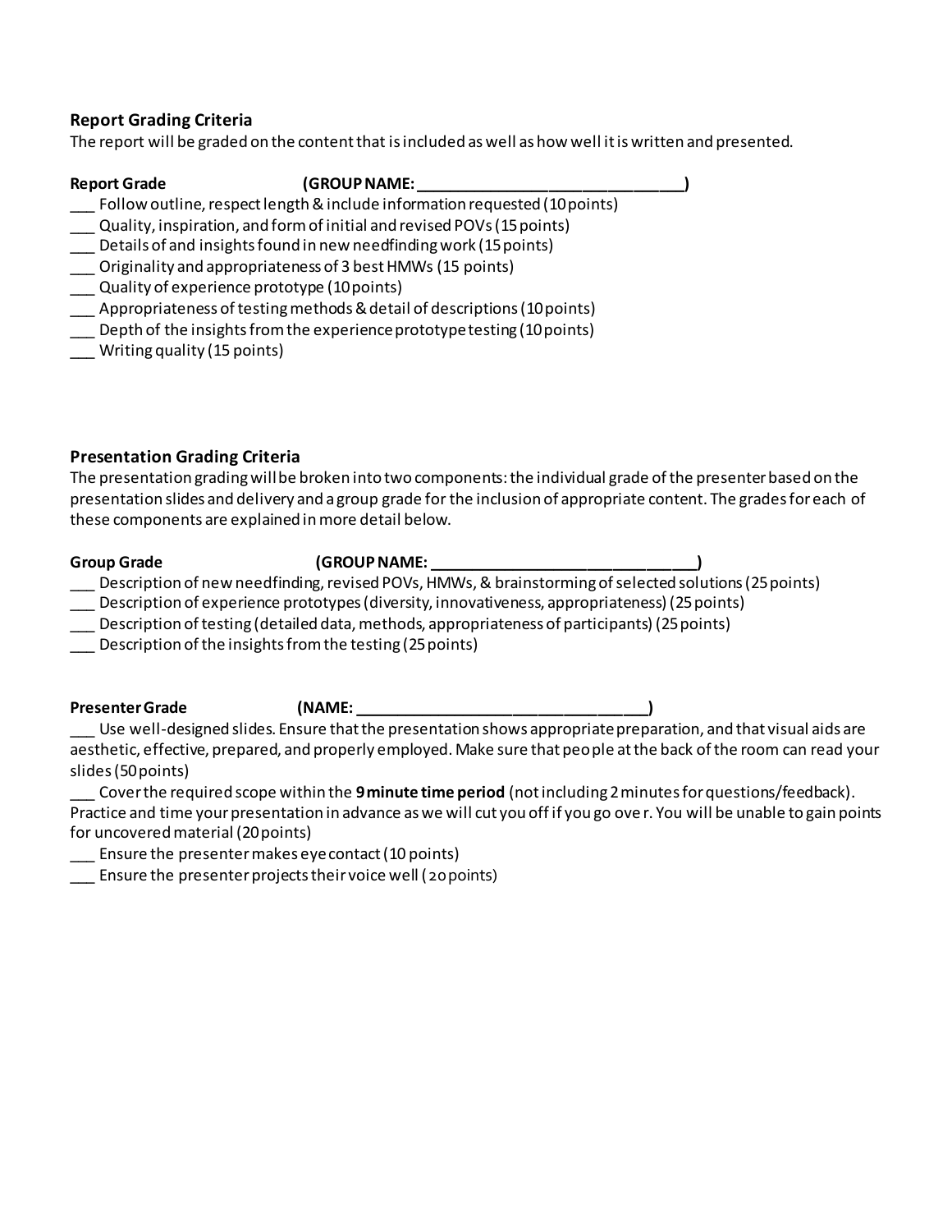**Report Grading Criteria**

The report will be graded on the content that is included as well as how well it is written and presented.

**Report Grade (GROUP NAME: ________________________________)**

___ Follow outline, respect length & include information requested (10 points)
___ Quality, inspiration, and form of initial and revised POVs (15 points)
___ Details of and insights found in new needfinding work (15 points)
___ Originality and appropriateness of 3 best HMWs (15 points)
___ Quality of experience prototype (10 points)
___ Appropriateness of testing methods & detail of descriptions (10 points)
___ Depth of the insights from the experience prototype testing (10 points)
___ Writing quality (15 points)

**Presentation Grading Criteria**

The presentation grading will be broken into two components: the individual grade of the presenter based on the presentation slides and delivery and a group grade for the inclusion of appropriate content. The grades for each of these components are explained in more detail below.

**Group Grade (GROUP NAME: ________________________________)**

___ Description of new needfinding, revised POVs, HMWs, & brainstorming of selected solutions (25 points)
___ Description of experience prototypes (diversity, innovativeness, appropriateness) (25 points)
___ Description of testing (detailed data, methods, appropriateness of participants) (25 points)
___ Description of the insights from the testing (25 points)

**Presenter Grade (NAME: ___________________________________)**

___ Use well-designed slides. Ensure that the presentation shows appropriate preparation, and that visual aids are aesthetic, effective, prepared, and properly employed. Make sure that people at the back of the room can read your slides (50 points)

___ Cover the required scope within the **9 minute time period** (not including 2 minutes for questions/feedback). Practice and time your presentation in advance as we will cut you off if you go over. You will be unable to gain points for uncovered material (20 points)

___ Ensure the presenter makes eye contact (10 points)

___ Ensure the presenter projects their voice well (20 points)